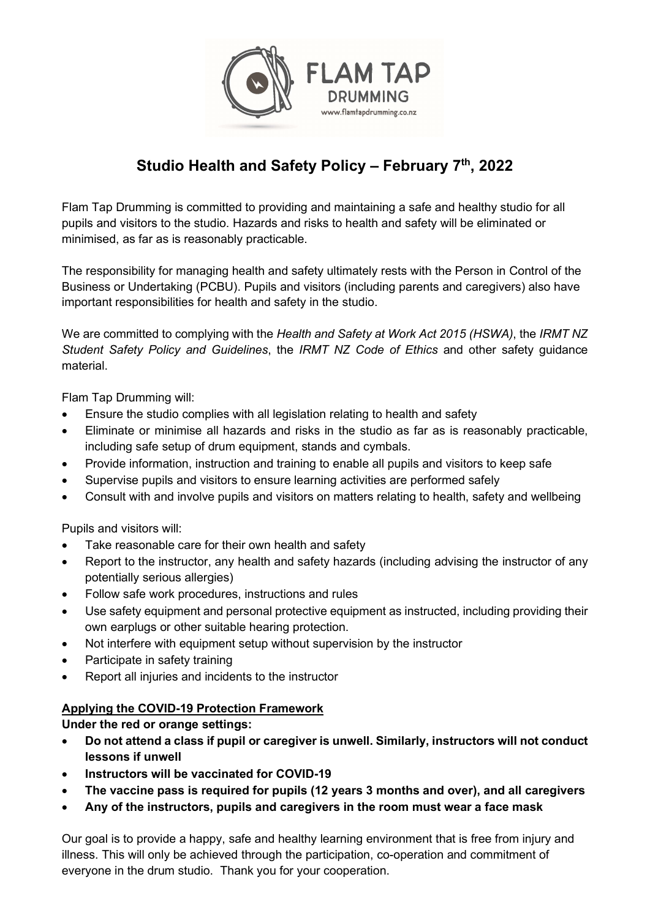# Studio Health and Safety Policy – February 7th, 2022

Flam Tap Drumming is committed to providing and maintaining a safe and healthy studio for all pupils and visitors to the studio. Hazards and risks to health and safety will be eliminated or minimised, as far as is reasonably practicable.

The responsibility for managing health and safety ultimately rests with the Person in Control of the Business or Undertaking (PCBU). Pupils and visitors (including parents and caregivers) also have important responsibilities for health and safety in the studio.

We are committed to complying with the *Health and Safety at Work Act 2015 (HSWA)*, the *IRMT NZ Student Safety Policy and Guidelines*, the *IRMT NZ Code of Ethics* and other safety guidance material.

Flam Tap Drumming will:

- Ensure the studio complies with all legislation relating to health and safety
- Eliminate or minimise all hazards and risks in the studio as far as is reasonably practicable, including safe setup of drum equipment, stands and cymbals.
- Provide information, instruction and training to enable all pupils and visitors to keep safe
- Supervise pupils and visitors to ensure learning activities are performed safely
- Consult with and involve pupils and visitors on matters relating to health, safety and wellbeing

Pupils and visitors will:

- Take reasonable care for their own health and safety
- Report to the instructor, any health and safety hazards (including advising the instructor of any potentially serious allergies)
- Follow safe work procedures, instructions and rules
- Use safety equipment and personal protective equipment as instructed, including providing their own earplugs or other suitable hearing protection.
- Not interfere with equipment setup without supervision by the instructor
- Participate in safety training
- Report all injuries and incidents to the instructor

## Applying the COVID-19 Protection Framework

**Under the red or orange settings:**

- **Do not attend a class if pupil or caregiver is unwell. Similarly, instructors will not conduct lessons if unwell**
- **Instructors will be vaccinated for COVID-19**
- **The vaccine pass is required for pupils (12 years 3 months and over), and all caregivers**
- **Any of the instructors, pupils and caregivers in the room must wear a face mask**

Our goal is to provide a happy, safe and healthy learning environment that is free from injury and illness. This will only be achieved through the participation, co-operation and commitment of everyone in the drum studio. Thank you for your cooperation.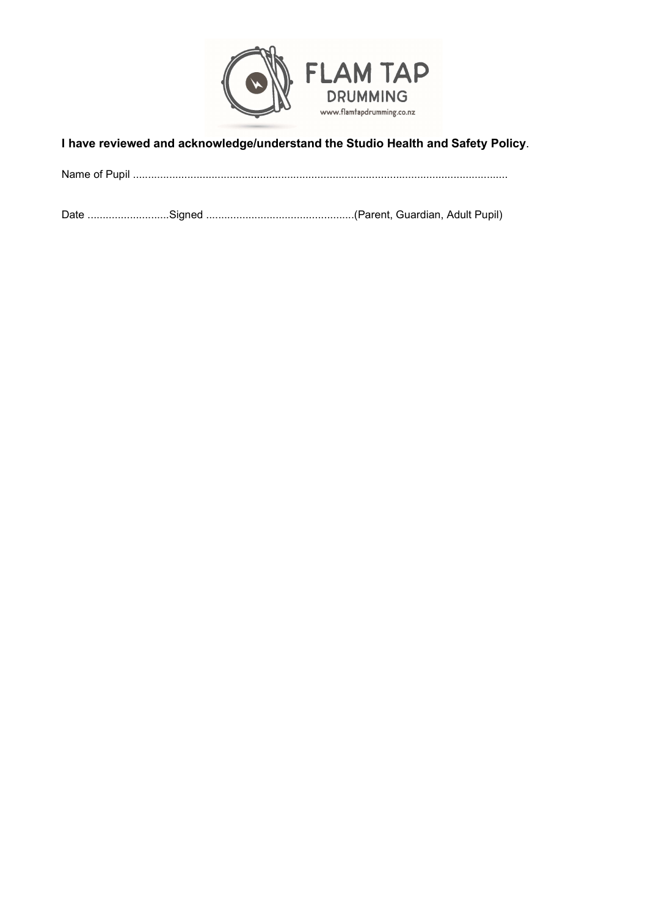**I have reviewed and acknowledge/understand the Studio Health and Safety Policy**.

Name of Pupil ..........................................................................................................................

Date ...........................Signed .................................................(Parent, Guardian, Adult Pupil)